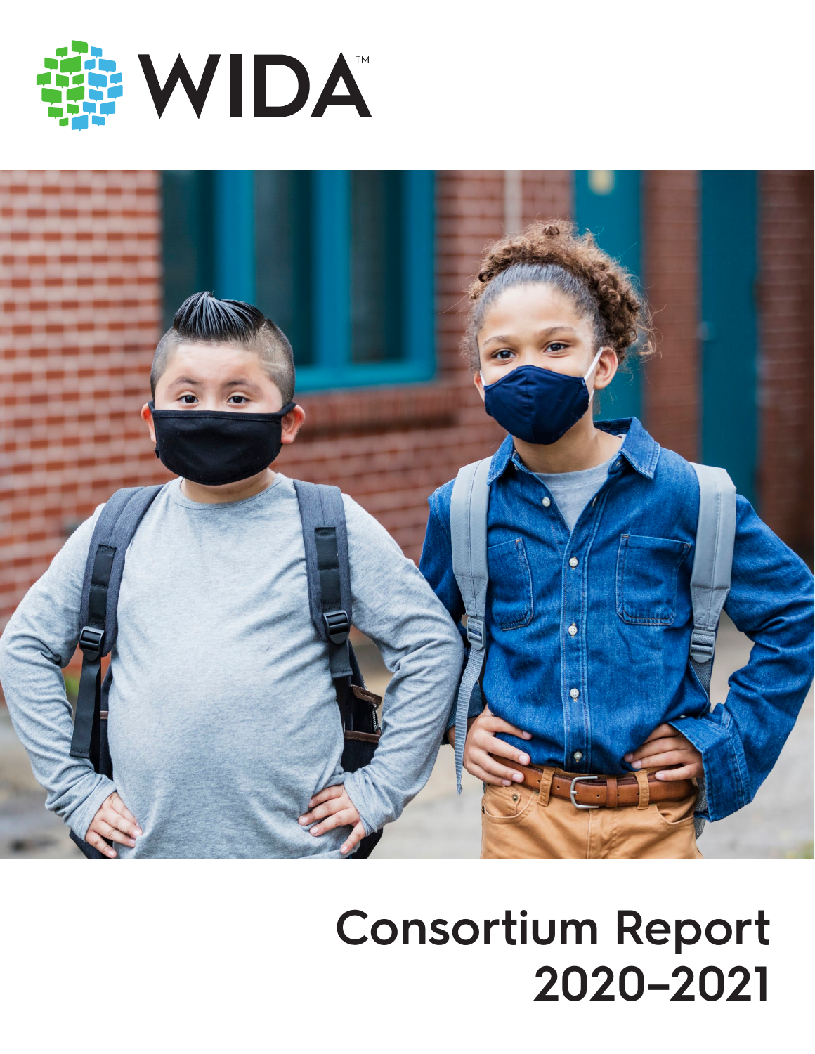WIDA™

# Consortium Report 2020–2021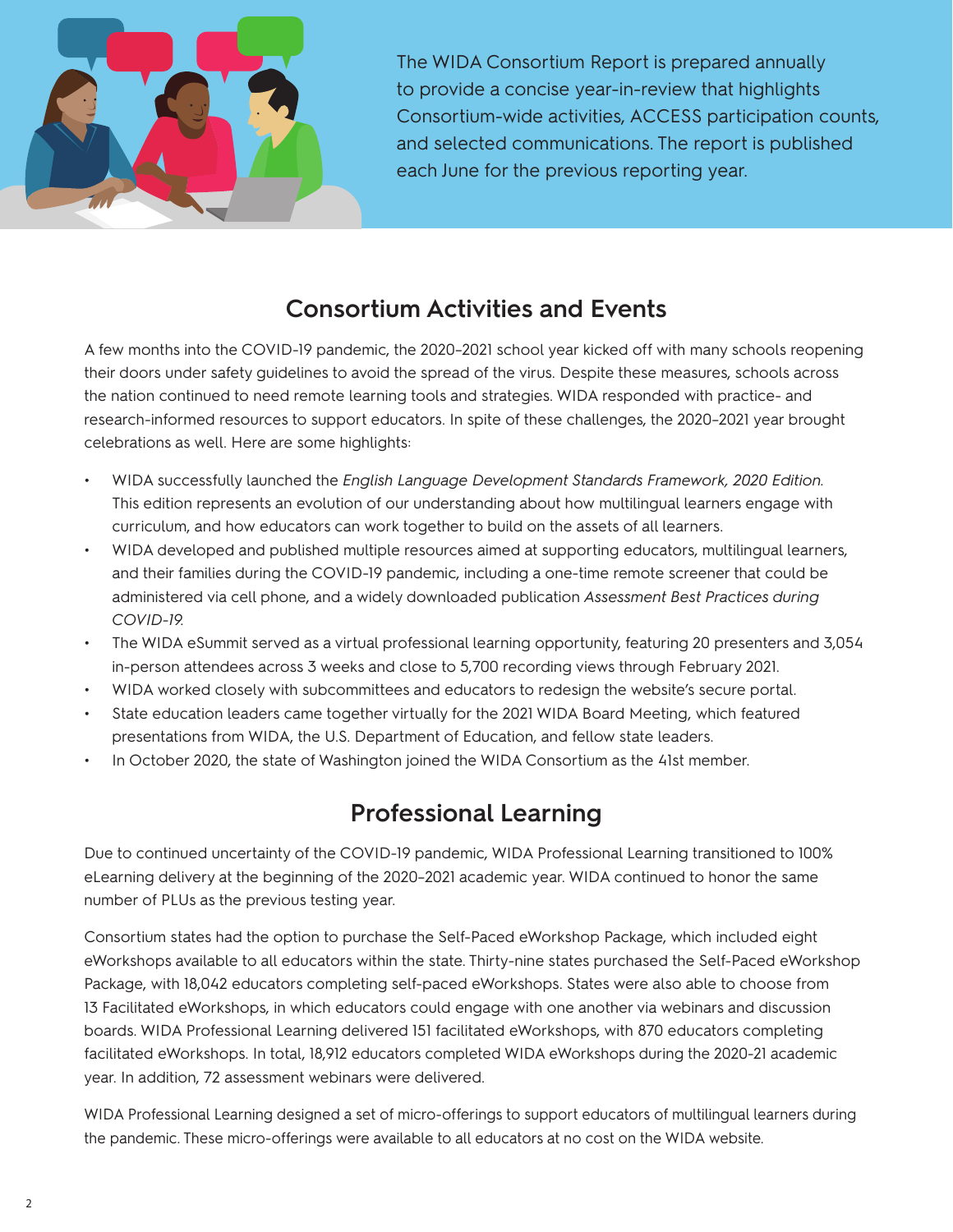The WIDA Consortium Report is prepared annually to provide a concise year-in-review that highlights Consortium-wide activities, ACCESS participation counts, and selected communications. The report is published each June for the previous reporting year.

## Consortium Activities and Events

A few months into the COVID-19 pandemic, the 2020–2021 school year kicked off with many schools reopening their doors under safety guidelines to avoid the spread of the virus. Despite these measures, schools across the nation continued to need remote learning tools and strategies. WIDA responded with practice- and research-informed resources to support educators. In spite of these challenges, the 2020–2021 year brought celebrations as well. Here are some highlights:

- WIDA successfully launched the *English Language Development Standards Framework, 2020 Edition*. This edition represents an evolution of our understanding about how multilingual learners engage with curriculum, and how educators can work together to build on the assets of all learners.
- WIDA developed and published multiple resources aimed at supporting educators, multilingual learners, and their families during the COVID-19 pandemic, including a one-time remote screener that could be administered via cell phone, and a widely downloaded publication *Assessment Best Practices during COVID-19*.
- The WIDA eSummit served as a virtual professional learning opportunity, featuring 20 presenters and 3,054 in-person attendees across 3 weeks and close to 5,700 recording views through February 2021.
- WIDA worked closely with subcommittees and educators to redesign the website's secure portal.
- State education leaders came together virtually for the 2021 WIDA Board Meeting, which featured presentations from WIDA, the U.S. Department of Education, and fellow state leaders.
- In October 2020, the state of Washington joined the WIDA Consortium as the 41st member.

## Professional Learning

Due to continued uncertainty of the COVID-19 pandemic, WIDA Professional Learning transitioned to 100% eLearning delivery at the beginning of the 2020–2021 academic year. WIDA continued to honor the same number of PLUs as the previous testing year.

Consortium states had the option to purchase the Self-Paced eWorkshop Package, which included eight eWorkshops available to all educators within the state. Thirty-nine states purchased the Self-Paced eWorkshop Package, with 18,042 educators completing self-paced eWorkshops. States were also able to choose from 13 Facilitated eWorkshops, in which educators could engage with one another via webinars and discussion boards. WIDA Professional Learning delivered 151 facilitated eWorkshops, with 870 educators completing facilitated eWorkshops. In total, 18,912 educators completed WIDA eWorkshops during the 2020-21 academic year. In addition, 72 assessment webinars were delivered.

WIDA Professional Learning designed a set of micro-offerings to support educators of multilingual learners during the pandemic. These micro-offerings were available to all educators at no cost on the WIDA website.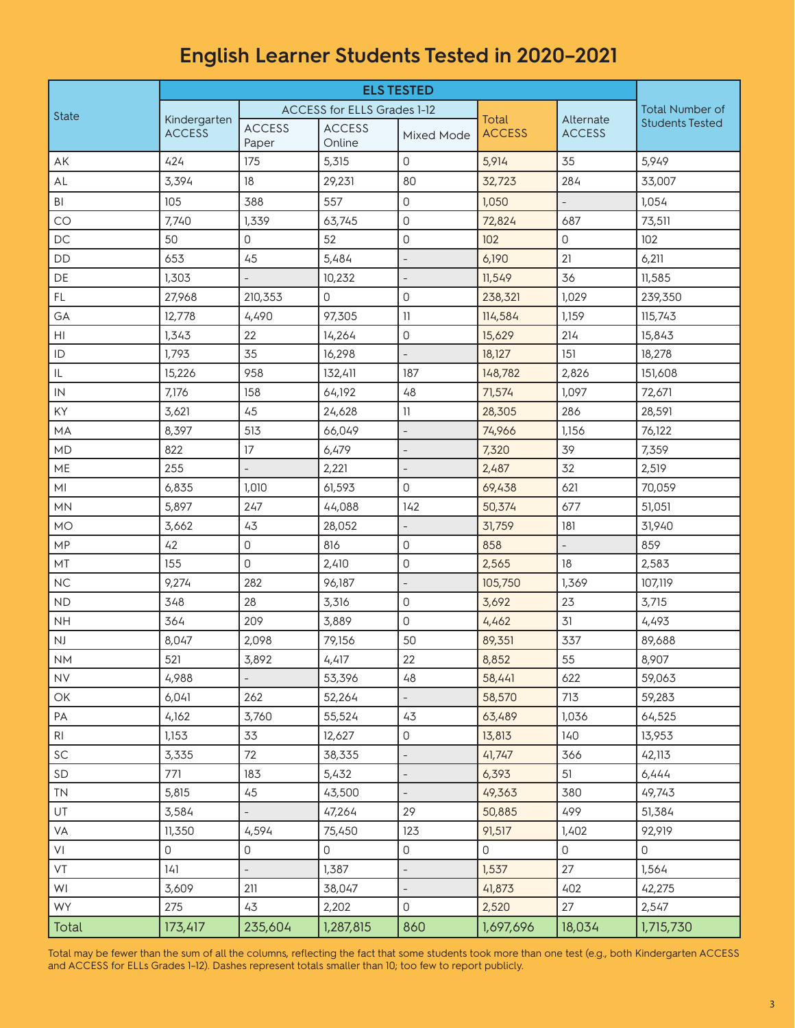# English Learner Students Tested in 2020–2021

| State | ELS TESTED | | | | | | Total Number of Students Tested |
|---|---|---|---|---|---|---|---|
| | Kindergarten ACCESS | ACCESS for ELLS Grades 1-12 | | | Total ACCESS | Alternate ACCESS | |
| | | ACCESS Paper | ACCESS Online | Mixed Mode | | | |
| AK | 424 | 175 | 5,315 | 0 | 5,914 | 35 | 5,949 |
| AL | 3,394 | 18 | 29,231 | 80 | 32,723 | 284 | 33,007 |
| BI | 105 | 388 | 557 | 0 | 1,050 | - | 1,054 |
| CO | 7,740 | 1,339 | 63,745 | 0 | 72,824 | 687 | 73,511 |
| DC | 50 | 0 | 52 | 0 | 102 | 0 | 102 |
| DD | 653 | 45 | 5,484 | - | 6,190 | 21 | 6,211 |
| DE | 1,303 | - | 10,232 | - | 11,549 | 36 | 11,585 |
| FL | 27,968 | 210,353 | 0 | 0 | 238,321 | 1,029 | 239,350 |
| GA | 12,778 | 4,490 | 97,305 | 11 | 114,584 | 1,159 | 115,743 |
| HI | 1,343 | 22 | 14,264 | 0 | 15,629 | 214 | 15,843 |
| ID | 1,793 | 35 | 16,298 | - | 18,127 | 151 | 18,278 |
| IL | 15,226 | 958 | 132,411 | 187 | 148,782 | 2,826 | 151,608 |
| IN | 7,176 | 158 | 64,192 | 48 | 71,574 | 1,097 | 72,671 |
| KY | 3,621 | 45 | 24,628 | 11 | 28,305 | 286 | 28,591 |
| MA | 8,397 | 513 | 66,049 | - | 74,966 | 1,156 | 76,122 |
| MD | 822 | 17 | 6,479 | - | 7,320 | 39 | 7,359 |
| ME | 255 | - | 2,221 | - | 2,487 | 32 | 2,519 |
| MI | 6,835 | 1,010 | 61,593 | 0 | 69,438 | 621 | 70,059 |
| MN | 5,897 | 247 | 44,088 | 142 | 50,374 | 677 | 51,051 |
| MO | 3,662 | 43 | 28,052 | - | 31,759 | 181 | 31,940 |
| MP | 42 | 0 | 816 | 0 | 858 | - | 859 |
| MT | 155 | 0 | 2,410 | 0 | 2,565 | 18 | 2,583 |
| NC | 9,274 | 282 | 96,187 | - | 105,750 | 1,369 | 107,119 |
| ND | 348 | 28 | 3,316 | 0 | 3,692 | 23 | 3,715 |
| NH | 364 | 209 | 3,889 | 0 | 4,462 | 31 | 4,493 |
| NJ | 8,047 | 2,098 | 79,156 | 50 | 89,351 | 337 | 89,688 |
| NM | 521 | 3,892 | 4,417 | 22 | 8,852 | 55 | 8,907 |
| NV | 4,988 | - | 53,396 | 48 | 58,441 | 622 | 59,063 |
| OK | 6,041 | 262 | 52,264 | - | 58,570 | 713 | 59,283 |
| PA | 4,162 | 3,760 | 55,524 | 43 | 63,489 | 1,036 | 64,525 |
| RI | 1,153 | 33 | 12,627 | 0 | 13,813 | 140 | 13,953 |
| SC | 3,335 | 72 | 38,335 | - | 41,747 | 366 | 42,113 |
| SD | 771 | 183 | 5,432 | - | 6,393 | 51 | 6,444 |
| TN | 5,815 | 45 | 43,500 | - | 49,363 | 380 | 49,743 |
| UT | 3,584 | - | 47,264 | 29 | 50,885 | 499 | 51,384 |
| VA | 11,350 | 4,594 | 75,450 | 123 | 91,517 | 1,402 | 92,919 |
| VI | 0 | 0 | 0 | 0 | 0 | 0 | 0 |
| VT | 141 | - | 1,387 | - | 1,537 | 27 | 1,564 |
| WI | 3,609 | 211 | 38,047 | - | 41,873 | 402 | 42,275 |
| WY | 275 | 43 | 2,202 | 0 | 2,520 | 27 | 2,547 |
| Total | 173,417 | 235,604 | 1,287,815 | 860 | 1,697,696 | 18,034 | 1,715,730 |

Total may be fewer than the sum of all the columns, reflecting the fact that some students took more than one test (e.g., both Kindergarten ACCESS and ACCESS for ELLs Grades 1–12). Dashes represent totals smaller than 10; too few to report publicly.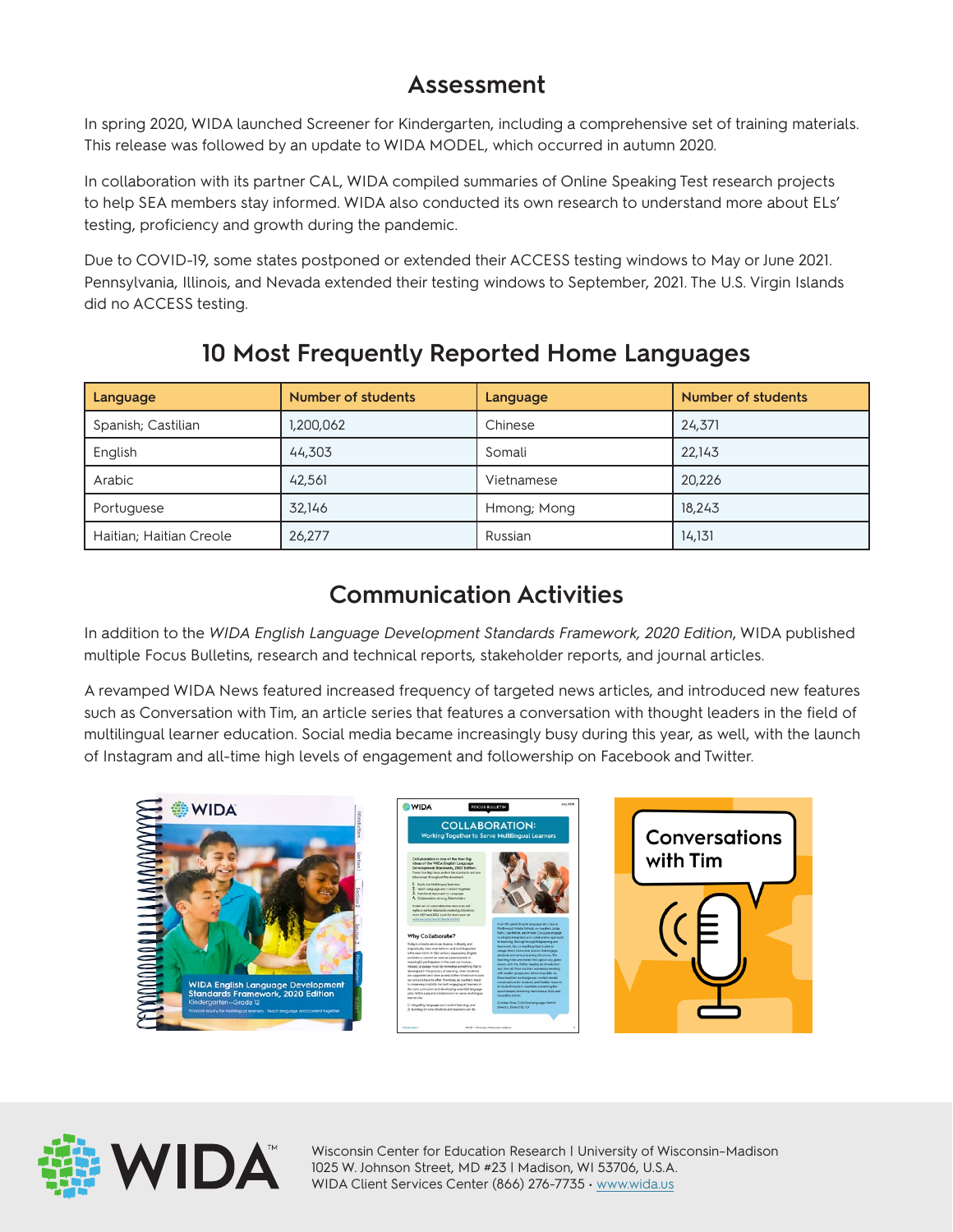## Assessment

In spring 2020, WIDA launched Screener for Kindergarten, including a comprehensive set of training materials. This release was followed by an update to WIDA MODEL, which occurred in autumn 2020.

In collaboration with its partner CAL, WIDA compiled summaries of Online Speaking Test research projects to help SEA members stay informed. WIDA also conducted its own research to understand more about ELs' testing, proficiency and growth during the pandemic.

Due to COVID-19, some states postponed or extended their ACCESS testing windows to May or June 2021. Pennsylvania, Illinois, and Nevada extended their testing windows to September, 2021. The U.S. Virgin Islands did no ACCESS testing.

## 10 Most Frequently Reported Home Languages

| Language | Number of students | Language | Number of students |
|---|---|---|---|
| Spanish; Castilian | 1,200,062 | Chinese | 24,371 |
| English | 44,303 | Somali | 22,143 |
| Arabic | 42,561 | Vietnamese | 20,226 |
| Portuguese | 32,146 | Hmong; Mong | 18,243 |
| Haitian; Haitian Creole | 26,277 | Russian | 14,131 |

## Communication Activities

In addition to the *WIDA English Language Development Standards Framework, 2020 Edition*, WIDA published multiple Focus Bulletins, research and technical reports, stakeholder reports, and journal articles.

A revamped WIDA News featured increased frequency of targeted news articles, and introduced new features such as Conversation with Tim, an article series that features a conversation with thought leaders in the field of multilingual learner education. Social media became increasingly busy during this year, as well, with the launch of Instagram and all-time high levels of engagement and followership on Facebook and Twitter.

Wisconsin Center for Education Research | University of Wisconsin–Madison
1025 W. Johnson Street, MD #23 | Madison, WI 53706, U.S.A.
WIDA Client Services Center (866) 276-7735 · www.wida.us